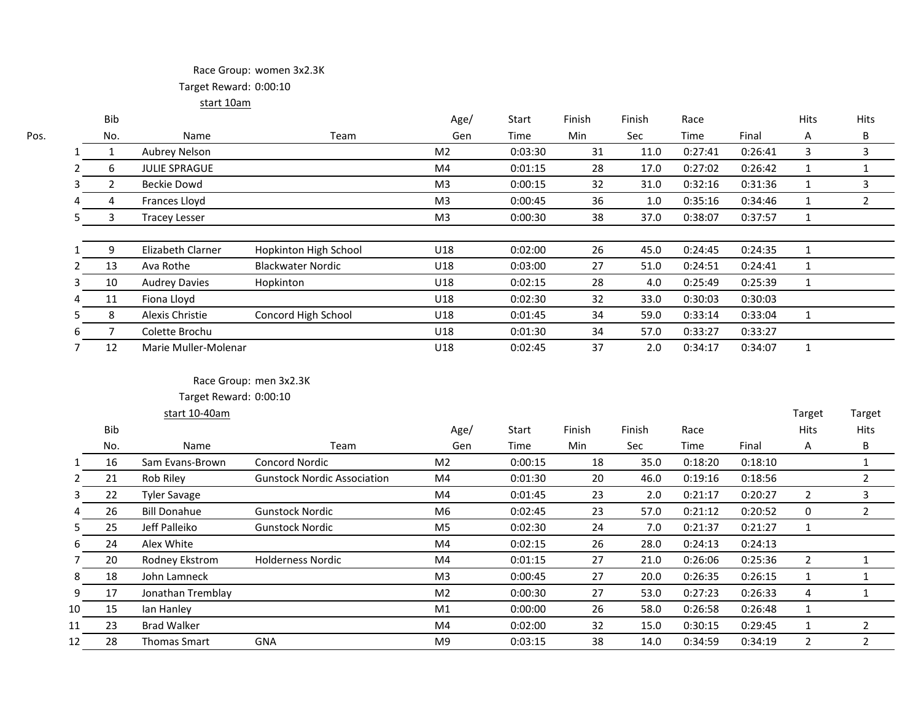Race Group: women 3x2.3K

Target Reward: 0:00:10

start 10am

| Pos. | Bib No. | Name | Team | Age/ Gen | Start Time | Finish Min | Finish Sec | Race Time | Final | Hits A | Hits B |
|---|---|---|---|---|---|---|---|---|---|---|---|
| 1 | 1 | Aubrey Nelson | | M2 | 0:03:30 | 31 | 11.0 | 0:27:41 | 0:26:41 | 3 | 3 |
| 2 | 6 | JULIE SPRAGUE | | M4 | 0:01:15 | 28 | 17.0 | 0:27:02 | 0:26:42 | 1 | 1 |
| 3 | 2 | Beckie Dowd | | M3 | 0:00:15 | 32 | 31.0 | 0:32:16 | 0:31:36 | 1 | 3 |
| 4 | 4 | Frances Lloyd | | M3 | 0:00:45 | 36 | 1.0 | 0:35:16 | 0:34:46 | 1 | 2 |
| 5 | 3 | Tracey Lesser | | M3 | 0:00:30 | 38 | 37.0 | 0:38:07 | 0:37:57 | 1 | |
| | | | | | | | | | | | |
| 1 | 9 | Elizabeth Clarner | Hopkinton High School | U18 | 0:02:00 | 26 | 45.0 | 0:24:45 | 0:24:35 | 1 | |
| 2 | 13 | Ava Rothe | Blackwater Nordic | U18 | 0:03:00 | 27 | 51.0 | 0:24:51 | 0:24:41 | 1 | |
| 3 | 10 | Audrey Davies | Hopkinton | U18 | 0:02:15 | 28 | 4.0 | 0:25:49 | 0:25:39 | 1 | |
| 4 | 11 | Fiona Lloyd | | U18 | 0:02:30 | 32 | 33.0 | 0:30:03 | 0:30:03 | | |
| 5 | 8 | Alexis Christie | Concord High School | U18 | 0:01:45 | 34 | 59.0 | 0:33:14 | 0:33:04 | 1 | |
| 6 | 7 | Colette Brochu | | U18 | 0:01:30 | 34 | 57.0 | 0:33:27 | 0:33:27 | | |
| 7 | 12 | Marie Muller-Molenar | | U18 | 0:02:45 | 37 | 2.0 | 0:34:17 | 0:34:07 | 1 | |

Race Group: men 3x2.3K

Target Reward: 0:00:10

start 10-40am

| Pos. | Bib No. | Name | Team | Age/ Gen | Start Time | Finish Min | Finish Sec | Race Time | Final | Target Hits A | Target Hits B |
|---|---|---|---|---|---|---|---|---|---|---|---|
| 1 | 16 | Sam Evans-Brown | Concord Nordic | M2 | 0:00:15 | 18 | 35.0 | 0:18:20 | 0:18:10 | | 1 |
| 2 | 21 | Rob Riley | Gunstock Nordic Association | M4 | 0:01:30 | 20 | 46.0 | 0:19:16 | 0:18:56 | | 2 |
| 3 | 22 | Tyler Savage | | M4 | 0:01:45 | 23 | 2.0 | 0:21:17 | 0:20:27 | 2 | 3 |
| 4 | 26 | Bill Donahue | Gunstock Nordic | M6 | 0:02:45 | 23 | 57.0 | 0:21:12 | 0:20:52 | 0 | 2 |
| 5 | 25 | Jeff Palleiko | Gunstock Nordic | M5 | 0:02:30 | 24 | 7.0 | 0:21:37 | 0:21:27 | 1 | |
| 6 | 24 | Alex White | | M4 | 0:02:15 | 26 | 28.0 | 0:24:13 | 0:24:13 | | |
| 7 | 20 | Rodney Ekstrom | Holderness Nordic | M4 | 0:01:15 | 27 | 21.0 | 0:26:06 | 0:25:36 | 2 | 1 |
| 8 | 18 | John Lamneck | | M3 | 0:00:45 | 27 | 20.0 | 0:26:35 | 0:26:15 | 1 | 1 |
| 9 | 17 | Jonathan Tremblay | | M2 | 0:00:30 | 27 | 53.0 | 0:27:23 | 0:26:33 | 4 | 1 |
| 10 | 15 | Ian Hanley | | M1 | 0:00:00 | 26 | 58.0 | 0:26:58 | 0:26:48 | 1 | |
| 11 | 23 | Brad Walker | | M4 | 0:02:00 | 32 | 15.0 | 0:30:15 | 0:29:45 | 1 | 2 |
| 12 | 28 | Thomas Smart | GNA | M9 | 0:03:15 | 38 | 14.0 | 0:34:59 | 0:34:19 | 2 | 2 |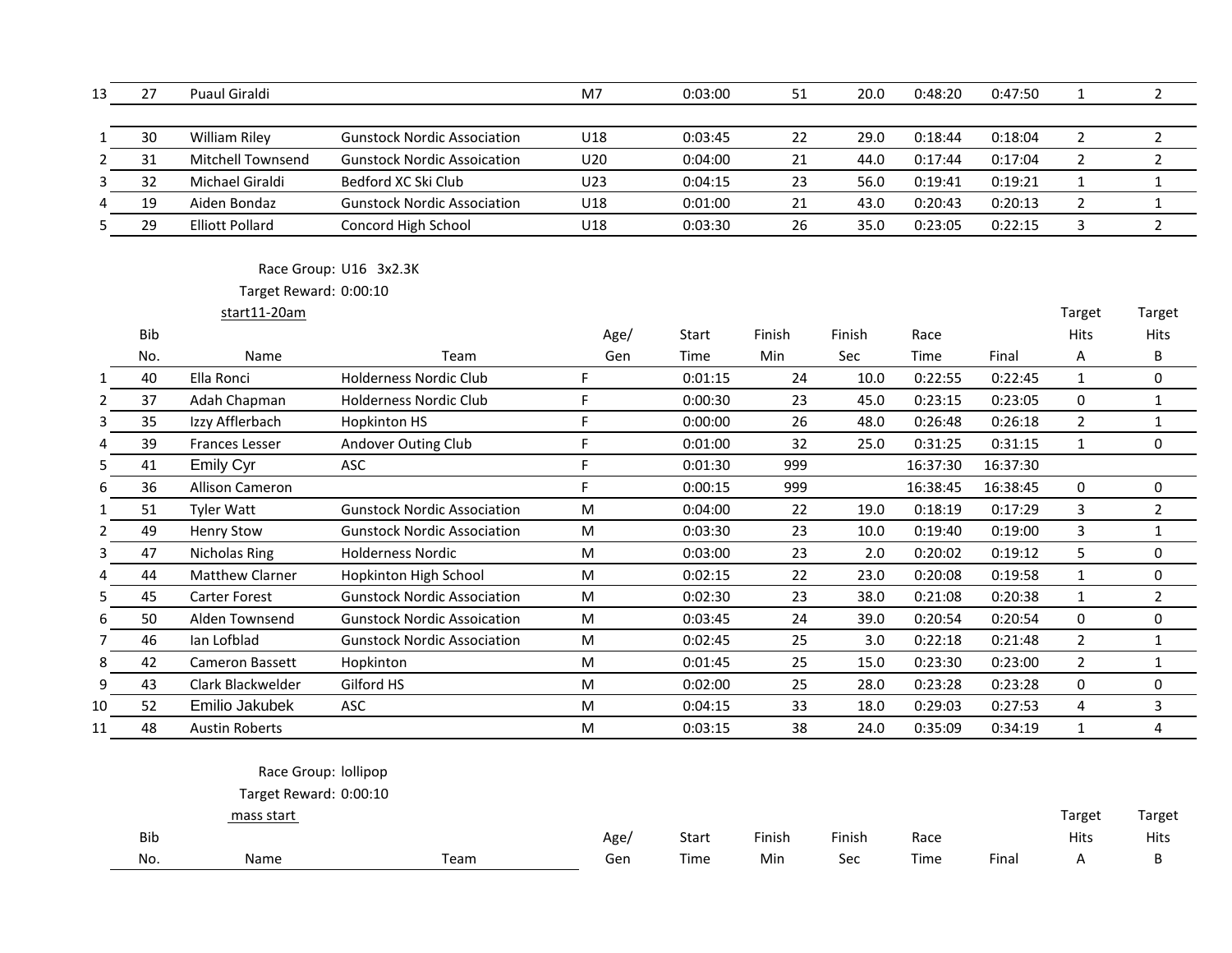| | Bib No. | Name | Team | Age/ Gen | Start Time | Finish Min | Finish Sec | Race Time | Final | Target Hits A | Target Hits B |
|---|---|---|---|---|---|---|---|---|---|---|---|
| 13 | 27 | Puaul Giraldi | | M7 | 0:03:00 | 51 | 20.0 | 0:48:20 | 0:47:50 | 1 | 2 |

| | Bib No. | Name | Team | Age/ Gen | Start Time | Finish Min | Finish Sec | Race Time | Final | Target Hits A | Target Hits B |
|---|---|---|---|---|---|---|---|---|---|---|---|
| 1 | 30 | William Riley | Gunstock Nordic Association | U18 | 0:03:45 | 22 | 29.0 | 0:18:44 | 0:18:04 | 2 | 2 |
| 2 | 31 | Mitchell Townsend | Gunstock Nordic Assoication | U20 | 0:04:00 | 21 | 44.0 | 0:17:44 | 0:17:04 | 2 | 2 |
| 3 | 32 | Michael Giraldi | Bedford XC Ski Club | U23 | 0:04:15 | 23 | 56.0 | 0:19:41 | 0:19:21 | 1 | 1 |
| 4 | 19 | Aiden Bondaz | Gunstock Nordic Association | U18 | 0:01:00 | 21 | 43.0 | 0:20:43 | 0:20:13 | 2 | 1 |
| 5 | 29 | Elliott Pollard | Concord High School | U18 | 0:03:30 | 26 | 35.0 | 0:23:05 | 0:22:15 | 3 | 2 |

Race Group: U16 3x2.3K

Target Reward: 0:00:10

start11-20am

| | Bib No. | Name | Team | Age/ Gen | Start Time | Finish Min | Finish Sec | Race Time | Final | Target Hits A | Target Hits B |
|---|---|---|---|---|---|---|---|---|---|---|---|
| 1 | 40 | Ella Ronci | Holderness Nordic Club | F | 0:01:15 | 24 | 10.0 | 0:22:55 | 0:22:45 | 1 | 0 |
| 2 | 37 | Adah Chapman | Holderness Nordic Club | F | 0:00:30 | 23 | 45.0 | 0:23:15 | 0:23:05 | 0 | 1 |
| 3 | 35 | Izzy Afflerbach | Hopkinton HS | F | 0:00:00 | 26 | 48.0 | 0:26:48 | 0:26:18 | 2 | 1 |
| 4 | 39 | Frances Lesser | Andover Outing Club | F | 0:01:00 | 32 | 25.0 | 0:31:25 | 0:31:15 | 1 | 0 |
| 5 | 41 | Emily Cyr | ASC | F | 0:01:30 | 999 | | 16:37:30 | 16:37:30 | | |
| 6 | 36 | Allison Cameron | | F | 0:00:15 | 999 | | 16:38:45 | 16:38:45 | 0 | 0 |
| 1 | 51 | Tyler Watt | Gunstock Nordic Association | M | 0:04:00 | 22 | 19.0 | 0:18:19 | 0:17:29 | 3 | 2 |
| 2 | 49 | Henry Stow | Gunstock Nordic Association | M | 0:03:30 | 23 | 10.0 | 0:19:40 | 0:19:00 | 3 | 1 |
| 3 | 47 | Nicholas Ring | Holderness Nordic | M | 0:03:00 | 23 | 2.0 | 0:20:02 | 0:19:12 | 5 | 0 |
| 4 | 44 | Matthew Clarner | Hopkinton High School | M | 0:02:15 | 22 | 23.0 | 0:20:08 | 0:19:58 | 1 | 0 |
| 5 | 45 | Carter Forest | Gunstock Nordic Association | M | 0:02:30 | 23 | 38.0 | 0:21:08 | 0:20:38 | 1 | 2 |
| 6 | 50 | Alden Townsend | Gunstock Nordic Assoication | M | 0:03:45 | 24 | 39.0 | 0:20:54 | 0:20:54 | 0 | 0 |
| 7 | 46 | Ian Lofblad | Gunstock Nordic Association | M | 0:02:45 | 25 | 3.0 | 0:22:18 | 0:21:48 | 2 | 1 |
| 8 | 42 | Cameron Bassett | Hopkinton | M | 0:01:45 | 25 | 15.0 | 0:23:30 | 0:23:00 | 2 | 1 |
| 9 | 43 | Clark Blackwelder | Gilford HS | M | 0:02:00 | 25 | 28.0 | 0:23:28 | 0:23:28 | 0 | 0 |
| 10 | 52 | Emilio Jakubek | ASC | M | 0:04:15 | 33 | 18.0 | 0:29:03 | 0:27:53 | 4 | 3 |
| 11 | 48 | Austin Roberts | | M | 0:03:15 | 38 | 24.0 | 0:35:09 | 0:34:19 | 1 | 4 |

Race Group: lollipop

Target Reward: 0:00:10

mass start

| Bib No. | Name | Team | Age/ Gen | Start Time | Finish Min | Finish Sec | Race Time | Final | Target Hits A | Target Hits B |
|---|---|---|---|---|---|---|---|---|---|---|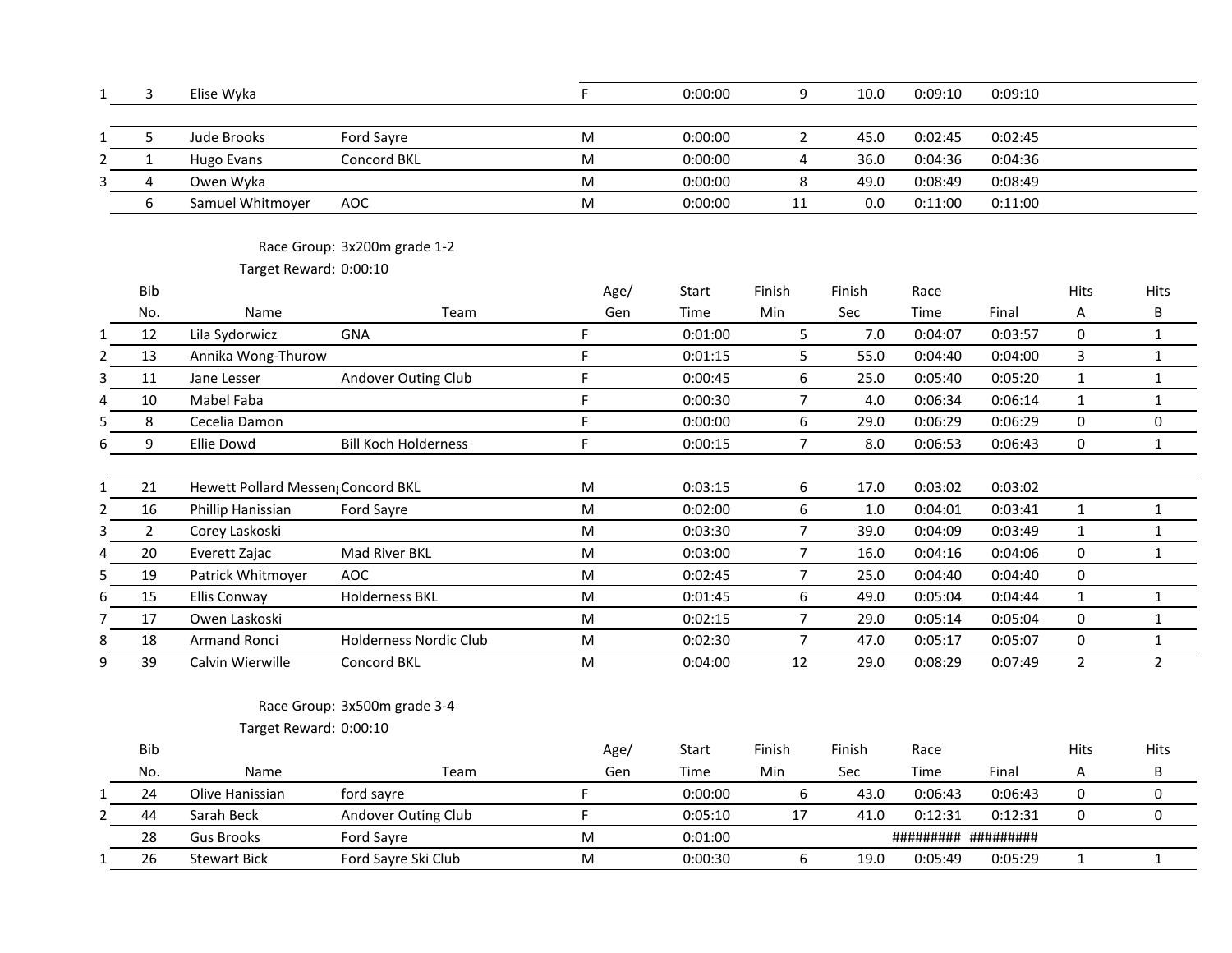| | Bib No. | Name | Team | Age/ Gen | Start Time | Finish Min | Finish Sec | Race Time | Final | Hits A | Hits B |
|---|---|---|---|---|---|---|---|---|---|---|---|
| 1 | 3 | Elise Wyka | | F | 0:00:00 | 9 | 10.0 | 0:09:10 | 0:09:10 | | |

| | Bib No. | Name | Team | Age/ Gen | Start Time | Finish Min | Finish Sec | Race Time | Final | Hits A | Hits B |
|---|---|---|---|---|---|---|---|---|---|---|---|
| 1 | 5 | Jude Brooks | Ford Sayre | M | 0:00:00 | 2 | 45.0 | 0:02:45 | 0:02:45 | | |
| 2 | 1 | Hugo Evans | Concord BKL | M | 0:00:00 | 4 | 36.0 | 0:04:36 | 0:04:36 | | |
| 3 | 4 | Owen Wyka | | M | 0:00:00 | 8 | 49.0 | 0:08:49 | 0:08:49 | | |
| | 6 | Samuel Whitmoyer | AOC | M | 0:00:00 | 11 | 0.0 | 0:11:00 | 0:11:00 | | |

Race Group: 3x200m grade 1-2

Target Reward: 0:00:10

| | Bib No. | Name | Team | Age/ Gen | Start Time | Finish Min | Finish Sec | Race Time | Final | Hits A | Hits B |
|---|---|---|---|---|---|---|---|---|---|---|---|
| 1 | 12 | Lila Sydorwicz | GNA | F | 0:01:00 | 5 | 7.0 | 0:04:07 | 0:03:57 | 0 | 1 |
| 2 | 13 | Annika Wong-Thurow | | F | 0:01:15 | 5 | 55.0 | 0:04:40 | 0:04:00 | 3 | 1 |
| 3 | 11 | Jane Lesser | Andover Outing Club | F | 0:00:45 | 6 | 25.0 | 0:05:40 | 0:05:20 | 1 | 1 |
| 4 | 10 | Mabel Faba | | F | 0:00:30 | 7 | 4.0 | 0:06:34 | 0:06:14 | 1 | 1 |
| 5 | 8 | Cecelia Damon | | F | 0:00:00 | 6 | 29.0 | 0:06:29 | 0:06:29 | 0 | 0 |
| 6 | 9 | Ellie Dowd | Bill Koch Holderness | F | 0:00:15 | 7 | 8.0 | 0:06:53 | 0:06:43 | 0 | 1 |

| | Bib No. | Name | Team | Age/ Gen | Start Time | Finish Min | Finish Sec | Race Time | Final | Hits A | Hits B |
|---|---|---|---|---|---|---|---|---|---|---|---|
| 1 | 21 | Hewett Pollard Messen | Concord BKL | M | 0:03:15 | 6 | 17.0 | 0:03:02 | 0:03:02 | | |
| 2 | 16 | Phillip Hanissian | Ford Sayre | M | 0:02:00 | 6 | 1.0 | 0:04:01 | 0:03:41 | 1 | 1 |
| 3 | 2 | Corey Laskoski | | M | 0:03:30 | 7 | 39.0 | 0:04:09 | 0:03:49 | 1 | 1 |
| 4 | 20 | Everett Zajac | Mad River BKL | M | 0:03:00 | 7 | 16.0 | 0:04:16 | 0:04:06 | 0 | 1 |
| 5 | 19 | Patrick Whitmoyer | AOC | M | 0:02:45 | 7 | 25.0 | 0:04:40 | 0:04:40 | 0 | |
| 6 | 15 | Ellis Conway | Holderness BKL | M | 0:01:45 | 6 | 49.0 | 0:05:04 | 0:04:44 | 1 | 1 |
| 7 | 17 | Owen Laskoski | | M | 0:02:15 | 7 | 29.0 | 0:05:14 | 0:05:04 | 0 | 1 |
| 8 | 18 | Armand Ronci | Holderness Nordic Club | M | 0:02:30 | 7 | 47.0 | 0:05:17 | 0:05:07 | 0 | 1 |
| 9 | 39 | Calvin Wierwille | Concord BKL | M | 0:04:00 | 12 | 29.0 | 0:08:29 | 0:07:49 | 2 | 2 |

Race Group: 3x500m grade 3-4

Target Reward: 0:00:10

| | Bib No. | Name | Team | Age/ Gen | Start Time | Finish Min | Finish Sec | Race Time | Final | Hits A | Hits B |
|---|---|---|---|---|---|---|---|---|---|---|---|
| 1 | 24 | Olive Hanissian | ford sayre | F | 0:00:00 | 6 | 43.0 | 0:06:43 | 0:06:43 | 0 | 0 |
| 2 | 44 | Sarah Beck | Andover Outing Club | F | 0:05:10 | 17 | 41.0 | 0:12:31 | 0:12:31 | 0 | 0 |
| | 28 | Gus Brooks | Ford Sayre | M | 0:01:00 | | | ######### | ######### | | |
| 1 | 26 | Stewart Bick | Ford Sayre Ski Club | M | 0:00:30 | 6 | 19.0 | 0:05:49 | 0:05:29 | 1 | 1 |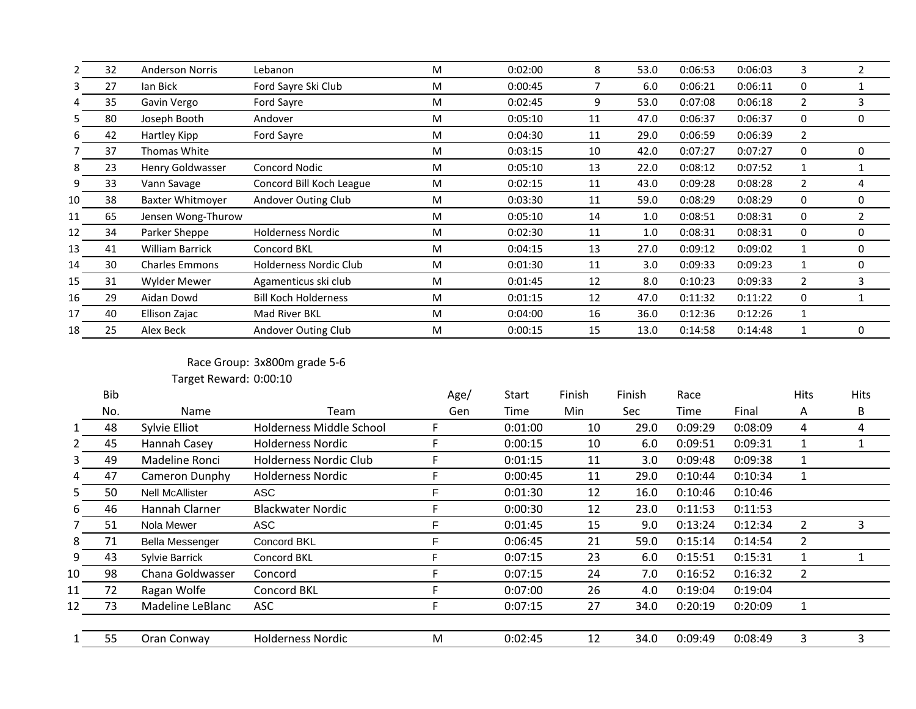| | Bib No. | Name | Team | Age/ Gen | Start Time | Finish Min | Finish Sec | Race Time | Final | Hits A | Hits B |
|---|---|---|---|---|---|---|---|---|---|---|---|
| 2 | 32 | Anderson Norris | Lebanon | M | 0:02:00 | 8 | 53.0 | 0:06:53 | 0:06:03 | 3 | 2 |
| 3 | 27 | Ian Bick | Ford Sayre Ski Club | M | 0:00:45 | 7 | 6.0 | 0:06:21 | 0:06:11 | 0 | 1 |
| 4 | 35 | Gavin Vergo | Ford Sayre | M | 0:02:45 | 9 | 53.0 | 0:07:08 | 0:06:18 | 2 | 3 |
| 5 | 80 | Joseph Booth | Andover | M | 0:05:10 | 11 | 47.0 | 0:06:37 | 0:06:37 | 0 | 0 |
| 6 | 42 | Hartley Kipp | Ford Sayre | M | 0:04:30 | 11 | 29.0 | 0:06:59 | 0:06:39 | 2 | |
| 7 | 37 | Thomas White | | M | 0:03:15 | 10 | 42.0 | 0:07:27 | 0:07:27 | 0 | 0 |
| 8 | 23 | Henry Goldwasser | Concord Nodic | M | 0:05:10 | 13 | 22.0 | 0:08:12 | 0:07:52 | 1 | 1 |
| 9 | 33 | Vann Savage | Concord Bill Koch League | M | 0:02:15 | 11 | 43.0 | 0:09:28 | 0:08:28 | 2 | 4 |
| 10 | 38 | Baxter Whitmoyer | Andover Outing Club | M | 0:03:30 | 11 | 59.0 | 0:08:29 | 0:08:29 | 0 | 0 |
| 11 | 65 | Jensen Wong-Thurow | | M | 0:05:10 | 14 | 1.0 | 0:08:51 | 0:08:31 | 0 | 2 |
| 12 | 34 | Parker Sheppe | Holderness Nordic | M | 0:02:30 | 11 | 1.0 | 0:08:31 | 0:08:31 | 0 | 0 |
| 13 | 41 | William Barrick | Concord BKL | M | 0:04:15 | 13 | 27.0 | 0:09:12 | 0:09:02 | 1 | 0 |
| 14 | 30 | Charles Emmons | Holderness Nordic Club | M | 0:01:30 | 11 | 3.0 | 0:09:33 | 0:09:23 | 1 | 0 |
| 15 | 31 | Wylder Mewer | Agamenticus ski club | M | 0:01:45 | 12 | 8.0 | 0:10:23 | 0:09:33 | 2 | 3 |
| 16 | 29 | Aidan Dowd | Bill Koch Holderness | M | 0:01:15 | 12 | 47.0 | 0:11:32 | 0:11:22 | 0 | 1 |
| 17 | 40 | Ellison Zajac | Mad River BKL | M | 0:04:00 | 16 | 36.0 | 0:12:36 | 0:12:26 | 1 | |
| 18 | 25 | Alex Beck | Andover Outing Club | M | 0:00:15 | 15 | 13.0 | 0:14:58 | 0:14:48 | 1 | 0 |

Race Group: 3x800m grade 5-6

Target Reward: 0:00:10

| | Bib No. | Name | Team | Age/ Gen | Start Time | Finish Min | Finish Sec | Race Time | Final | Hits A | Hits B |
|---|---|---|---|---|---|---|---|---|---|---|---|
| 1 | 48 | Sylvie Elliot | Holderness Middle School | F | 0:01:00 | 10 | 29.0 | 0:09:29 | 0:08:09 | 4 | 4 |
| 2 | 45 | Hannah Casey | Holderness Nordic | F | 0:00:15 | 10 | 6.0 | 0:09:51 | 0:09:31 | 1 | 1 |
| 3 | 49 | Madeline Ronci | Holderness Nordic Club | F | 0:01:15 | 11 | 3.0 | 0:09:48 | 0:09:38 | 1 | |
| 4 | 47 | Cameron Dunphy | Holderness Nordic | F | 0:00:45 | 11 | 29.0 | 0:10:44 | 0:10:34 | 1 | |
| 5 | 50 | Nell McAllister | ASC | F | 0:01:30 | 12 | 16.0 | 0:10:46 | 0:10:46 | | |
| 6 | 46 | Hannah Clarner | Blackwater Nordic | F | 0:00:30 | 12 | 23.0 | 0:11:53 | 0:11:53 | | |
| 7 | 51 | Nola Mewer | ASC | F | 0:01:45 | 15 | 9.0 | 0:13:24 | 0:12:34 | 2 | 3 |
| 8 | 71 | Bella Messenger | Concord BKL | F | 0:06:45 | 21 | 59.0 | 0:15:14 | 0:14:54 | 2 | |
| 9 | 43 | Sylvie Barrick | Concord BKL | F | 0:07:15 | 23 | 6.0 | 0:15:51 | 0:15:31 | 1 | 1 |
| 10 | 98 | Chana Goldwasser | Concord | F | 0:07:15 | 24 | 7.0 | 0:16:52 | 0:16:32 | 2 | |
| 11 | 72 | Ragan Wolfe | Concord BKL | F | 0:07:00 | 26 | 4.0 | 0:19:04 | 0:19:04 | | |
| 12 | 73 | Madeline LeBlanc | ASC | F | 0:07:15 | 27 | 34.0 | 0:20:19 | 0:20:09 | 1 | |

| | Bib No. | Name | Team | Age/ Gen | Start Time | Finish Min | Finish Sec | Race Time | Final | Hits A | Hits B |
|---|---|---|---|---|---|---|---|---|---|---|---|
| 1 | 55 | Oran Conway | Holderness Nordic | M | 0:02:45 | 12 | 34.0 | 0:09:49 | 0:08:49 | 3 | 3 |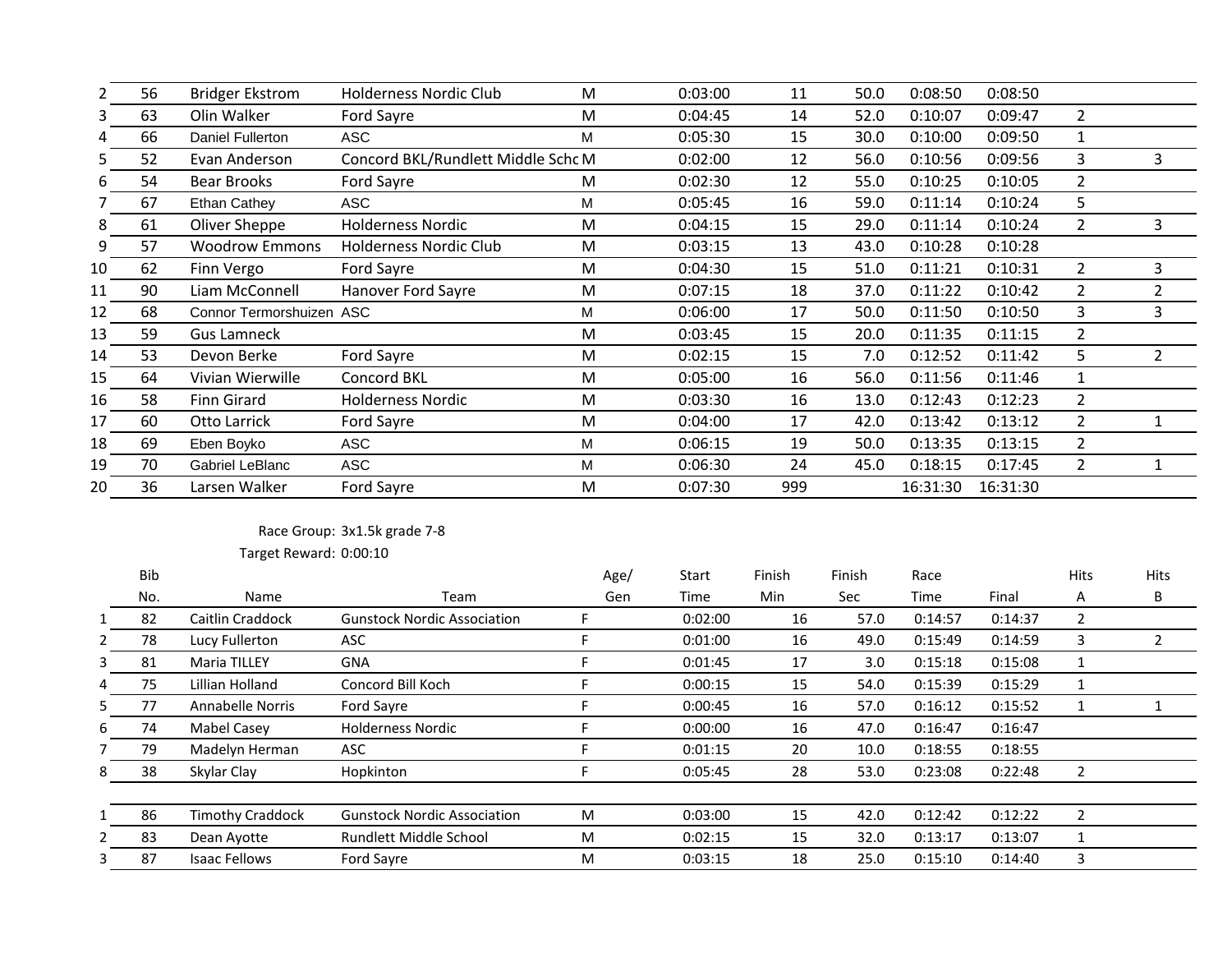| | Bib No. | Name | Team | Age/Gen | Start Time | Finish Min | Finish Sec | Race Time | Final | Hits A | Hits B |
|---|---|---|---|---|---|---|---|---|---|---|---|
| 2 | 56 | Bridger Ekstrom | Holderness Nordic Club | M | 0:03:00 | 11 | 50.0 | 0:08:50 | 0:08:50 | | |
| 3 | 63 | Olin Walker | Ford Sayre | M | 0:04:45 | 14 | 52.0 | 0:10:07 | 0:09:47 | 2 | |
| 4 | 66 | Daniel Fullerton | ASC | M | 0:05:30 | 15 | 30.0 | 0:10:00 | 0:09:50 | 1 | |
| 5 | 52 | Evan Anderson | Concord BKL/Rundlett Middle Schc | M | 0:02:00 | 12 | 56.0 | 0:10:56 | 0:09:56 | 3 | 3 |
| 6 | 54 | Bear Brooks | Ford Sayre | M | 0:02:30 | 12 | 55.0 | 0:10:25 | 0:10:05 | 2 | |
| 7 | 67 | Ethan Cathey | ASC | M | 0:05:45 | 16 | 59.0 | 0:11:14 | 0:10:24 | 5 | |
| 8 | 61 | Oliver Sheppe | Holderness Nordic | M | 0:04:15 | 15 | 29.0 | 0:11:14 | 0:10:24 | 2 | 3 |
| 9 | 57 | Woodrow Emmons | Holderness Nordic Club | M | 0:03:15 | 13 | 43.0 | 0:10:28 | 0:10:28 | | |
| 10 | 62 | Finn Vergo | Ford Sayre | M | 0:04:30 | 15 | 51.0 | 0:11:21 | 0:10:31 | 2 | 3 |
| 11 | 90 | Liam McConnell | Hanover Ford Sayre | M | 0:07:15 | 18 | 37.0 | 0:11:22 | 0:10:42 | 2 | 2 |
| 12 | 68 | Connor Termorshuizen | ASC | M | 0:06:00 | 17 | 50.0 | 0:11:50 | 0:10:50 | 3 | 3 |
| 13 | 59 | Gus Lamneck | | M | 0:03:45 | 15 | 20.0 | 0:11:35 | 0:11:15 | 2 | |
| 14 | 53 | Devon Berke | Ford Sayre | M | 0:02:15 | 15 | 7.0 | 0:12:52 | 0:11:42 | 5 | 2 |
| 15 | 64 | Vivian Wierwille | Concord BKL | M | 0:05:00 | 16 | 56.0 | 0:11:56 | 0:11:46 | 1 | |
| 16 | 58 | Finn Girard | Holderness Nordic | M | 0:03:30 | 16 | 13.0 | 0:12:43 | 0:12:23 | 2 | |
| 17 | 60 | Otto Larrick | Ford Sayre | M | 0:04:00 | 17 | 42.0 | 0:13:42 | 0:13:12 | 2 | 1 |
| 18 | 69 | Eben Boyko | ASC | M | 0:06:15 | 19 | 50.0 | 0:13:35 | 0:13:15 | 2 | |
| 19 | 70 | Gabriel LeBlanc | ASC | M | 0:06:30 | 24 | 45.0 | 0:18:15 | 0:17:45 | 2 | 1 |
| 20 | 36 | Larsen Walker | Ford Sayre | M | 0:07:30 | 999 | | 16:31:30 | 16:31:30 | | |

Race Group: 3x1.5k grade 7-8

Target Reward: 0:00:10

| | Bib No. | Name | Team | Age/Gen | Start Time | Finish Min | Finish Sec | Race Time | Final | Hits A | Hits B |
|---|---|---|---|---|---|---|---|---|---|---|---|
| 1 | 82 | Caitlin Craddock | Gunstock Nordic Association | F | 0:02:00 | 16 | 57.0 | 0:14:57 | 0:14:37 | 2 | |
| 2 | 78 | Lucy Fullerton | ASC | F | 0:01:00 | 16 | 49.0 | 0:15:49 | 0:14:59 | 3 | 2 |
| 3 | 81 | Maria TILLEY | GNA | F | 0:01:45 | 17 | 3.0 | 0:15:18 | 0:15:08 | 1 | |
| 4 | 75 | Lillian Holland | Concord Bill Koch | F | 0:00:15 | 15 | 54.0 | 0:15:39 | 0:15:29 | 1 | |
| 5 | 77 | Annabelle Norris | Ford Sayre | F | 0:00:45 | 16 | 57.0 | 0:16:12 | 0:15:52 | 1 | 1 |
| 6 | 74 | Mabel Casey | Holderness Nordic | F | 0:00:00 | 16 | 47.0 | 0:16:47 | 0:16:47 | | |
| 7 | 79 | Madelyn Herman | ASC | F | 0:01:15 | 20 | 10.0 | 0:18:55 | 0:18:55 | | |
| 8 | 38 | Skylar Clay | Hopkinton | F | 0:05:45 | 28 | 53.0 | 0:23:08 | 0:22:48 | 2 | |
| | | | | | | | | | | | |
| 1 | 86 | Timothy Craddock | Gunstock Nordic Association | M | 0:03:00 | 15 | 42.0 | 0:12:42 | 0:12:22 | 2 | |
| 2 | 83 | Dean Ayotte | Rundlett Middle School | M | 0:02:15 | 15 | 32.0 | 0:13:17 | 0:13:07 | 1 | |
| 3 | 87 | Isaac Fellows | Ford Sayre | M | 0:03:15 | 18 | 25.0 | 0:15:10 | 0:14:40 | 3 | |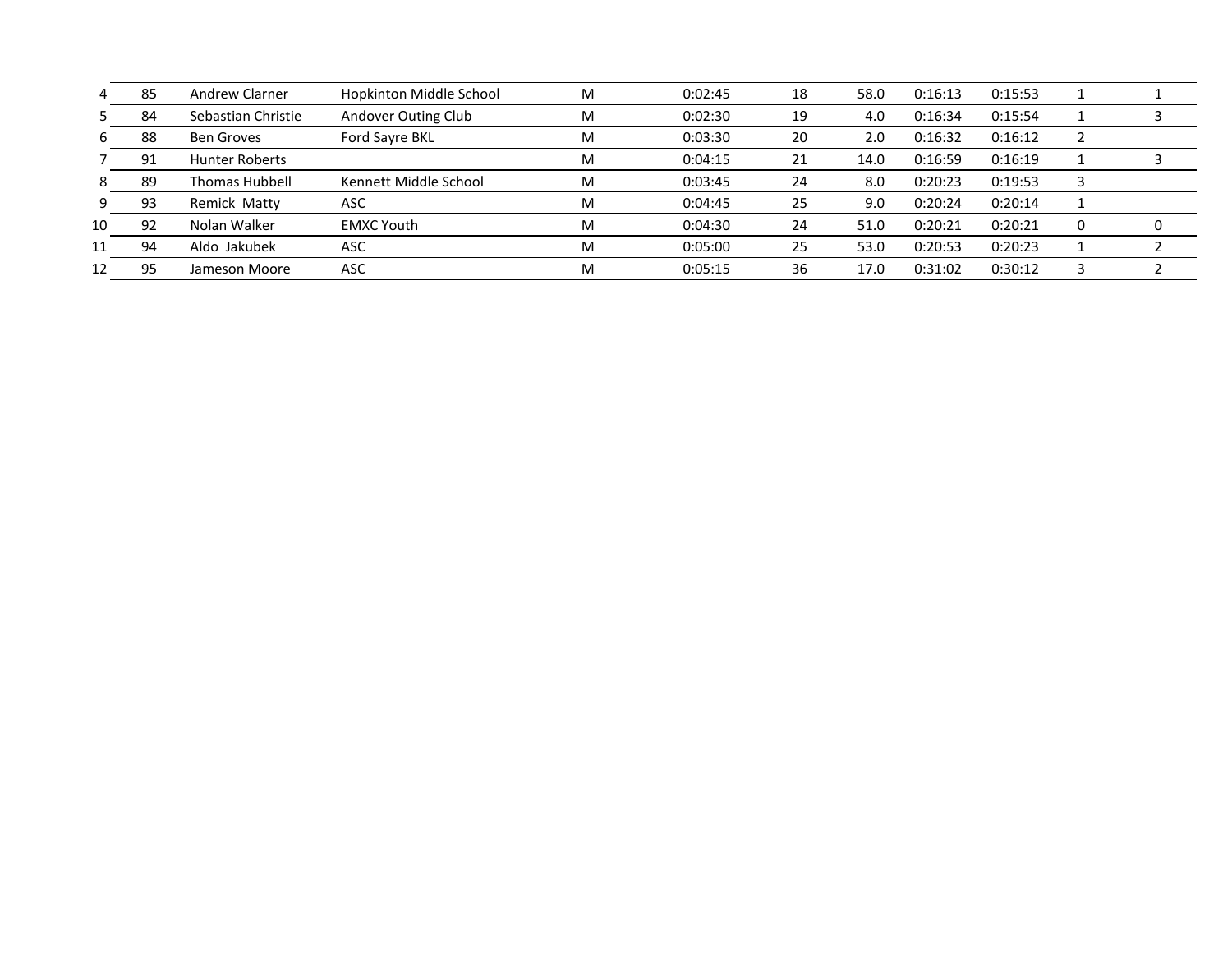| | | | | | | | | | | | |
|---|---|---|---|---|---|---|---|---|---|---|---|
| 4 | 85 | Andrew Clarner | Hopkinton Middle School | M | 0:02:45 | 18 | 58.0 | 0:16:13 | 0:15:53 | 1 | 1 |
| 5 | 84 | Sebastian Christie | Andover Outing Club | M | 0:02:30 | 19 | 4.0 | 0:16:34 | 0:15:54 | 1 | 3 |
| 6 | 88 | Ben Groves | Ford Sayre BKL | M | 0:03:30 | 20 | 2.0 | 0:16:32 | 0:16:12 | 2 | |
| 7 | 91 | Hunter Roberts | | M | 0:04:15 | 21 | 14.0 | 0:16:59 | 0:16:19 | 1 | 3 |
| 8 | 89 | Thomas Hubbell | Kennett Middle School | M | 0:03:45 | 24 | 8.0 | 0:20:23 | 0:19:53 | 3 | |
| 9 | 93 | Remick Matty | ASC | M | 0:04:45 | 25 | 9.0 | 0:20:24 | 0:20:14 | 1 | |
| 10 | 92 | Nolan Walker | EMXC Youth | M | 0:04:30 | 24 | 51.0 | 0:20:21 | 0:20:21 | 0 | 0 |
| 11 | 94 | Aldo Jakubek | ASC | M | 0:05:00 | 25 | 53.0 | 0:20:53 | 0:20:23 | 1 | 2 |
| 12 | 95 | Jameson Moore | ASC | M | 0:05:15 | 36 | 17.0 | 0:31:02 | 0:30:12 | 3 | 2 |